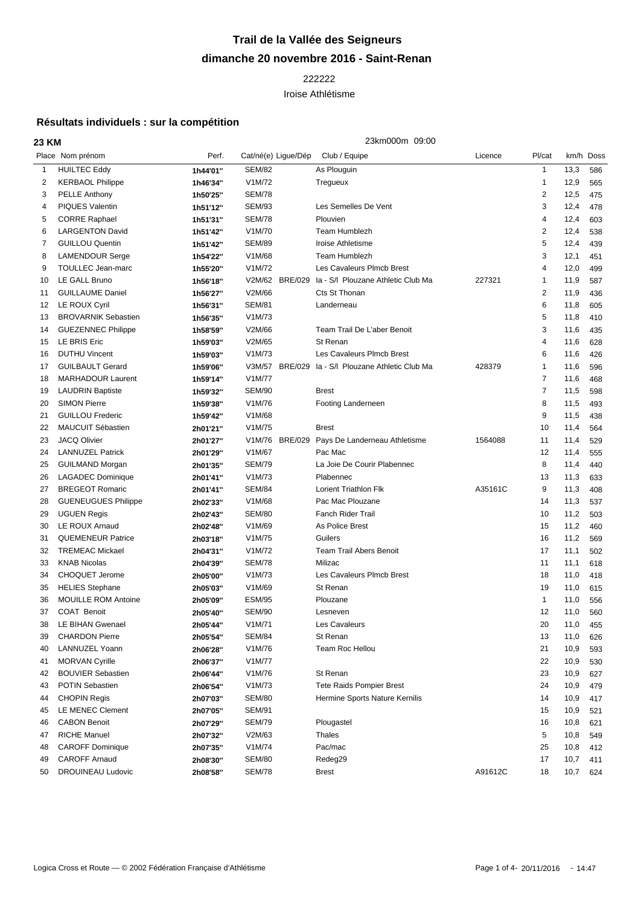# Trail de la Vallée des Seigneurs

## dimanche 20 novembre 2016 - Saint-Renan

222222

Iroise Athlétisme

### Résultats individuels : sur la compétition

**23 KM** 23km000m 09:00

| Place | Nom prénom | Perf. | Cat/né(e) | Ligue/Dép | Club / Equipe | Licence | Pl/cat | km/h | Doss |
|---|---|---|---|---|---|---|---|---|---|
| 1 | HUILTEC Eddy | 1h44'01'' | SEM/82 | | As Plouguin | | 1 | 13,3 | 586 |
| 2 | KERBAOL Philippe | 1h46'34'' | V1M/72 | | Tregueux | | 1 | 12,9 | 565 |
| 3 | PELLE Anthony | 1h50'25'' | SEM/78 | | | | 2 | 12,5 | 475 |
| 4 | PIQUES Valentin | 1h51'12'' | SEM/93 | | Les Semelles De Vent | | 3 | 12,4 | 478 |
| 5 | CORRE Raphael | 1h51'31'' | SEM/78 | | Plouvien | | 4 | 12,4 | 603 |
| 6 | LARGENTON David | 1h51'42'' | V1M/70 | | Team Humblezh | | 2 | 12,4 | 538 |
| 7 | GUILLOU Quentin | 1h51'42'' | SEM/89 | | Iroise Athletisme | | 5 | 12,4 | 439 |
| 8 | LAMENDOUR Serge | 1h54'22'' | V1M/68 | | Team Humblezh | | 3 | 12,1 | 451 |
| 9 | TOULLEC Jean-marc | 1h55'20'' | V1M/72 | | Les Cavaleurs Plmcb Brest | | 4 | 12,0 | 499 |
| 10 | LE GALL Bruno | 1h56'18'' | V2M/62 | BRE/029 | Ia - S/l Plouzane Athletic Club Ma | 227321 | 1 | 11,9 | 587 |
| 11 | GUILLAUME Daniel | 1h56'27'' | V2M/66 | | Cts St Thonan | | 2 | 11,9 | 436 |
| 12 | LE ROUX Cyril | 1h56'31'' | SEM/81 | | Landerneau | | 6 | 11,8 | 605 |
| 13 | BROVARNIK Sebastien | 1h56'35'' | V1M/73 | | | | 5 | 11,8 | 410 |
| 14 | GUEZENNEC Philippe | 1h58'59'' | V2M/66 | | Team Trail De L'aber Benoit | | 3 | 11,6 | 435 |
| 15 | LE BRIS Eric | 1h59'03'' | V2M/65 | | St Renan | | 4 | 11,6 | 628 |
| 16 | DUTHU Vincent | 1h59'03'' | V1M/73 | | Les Cavaleurs Plmcb Brest | | 6 | 11,6 | 426 |
| 17 | GUILBAULT Gerard | 1h59'06'' | V3M/57 | BRE/029 | Ia - S/l Plouzane Athletic Club Ma | 428379 | 1 | 11,6 | 596 |
| 18 | MARHADOUR Laurent | 1h59'14'' | V1M/77 | | | | 7 | 11,6 | 468 |
| 19 | LAUDRIN Baptiste | 1h59'32'' | SEM/90 | | Brest | | 7 | 11,5 | 598 |
| 20 | SIMON Pierre | 1h59'38'' | V1M/76 | | Footing Landerneen | | 8 | 11,5 | 493 |
| 21 | GUILLOU Frederic | 1h59'42'' | V1M/68 | | | | 9 | 11,5 | 438 |
| 22 | MAUCUIT Sébastien | 2h01'21'' | V1M/75 | | Brest | | 10 | 11,4 | 564 |
| 23 | JACQ Olivier | 2h01'27'' | V1M/76 | BRE/029 | Pays De Landerneau Athletisme | 1564088 | 11 | 11,4 | 529 |
| 24 | LANNUZEL Patrick | 2h01'29'' | V1M/67 | | Pac Mac | | 12 | 11,4 | 555 |
| 25 | GUILMAND Morgan | 2h01'35'' | SEM/79 | | La Joie De Courir Plabennec | | 8 | 11,4 | 440 |
| 26 | LAGADEC Dominique | 2h01'41'' | V1M/73 | | Plabennec | | 13 | 11,3 | 633 |
| 27 | BREGEOT Romaric | 2h01'41'' | SEM/84 | | Lorient Triathlon Flk | A35161C | 9 | 11,3 | 408 |
| 28 | GUENEUGUES Philippe | 2h02'33'' | V1M/68 | | Pac Mac Plouzane | | 14 | 11,3 | 537 |
| 29 | UGUEN Regis | 2h02'43'' | SEM/80 | | Fanch Rider Trail | | 10 | 11,2 | 503 |
| 30 | LE ROUX Arnaud | 2h02'48'' | V1M/69 | | As Police Brest | | 15 | 11,2 | 460 |
| 31 | QUEMENEUR Patrice | 2h03'18'' | V1M/75 | | Guilers | | 16 | 11,2 | 569 |
| 32 | TREMEAC Mickael | 2h04'31'' | V1M/72 | | Team Trail Abers Benoit | | 17 | 11,1 | 502 |
| 33 | KNAB Nicolas | 2h04'39'' | SEM/78 | | Milizac | | 11 | 11,1 | 618 |
| 34 | CHOQUET Jerome | 2h05'00'' | V1M/73 | | Les Cavaleurs Plmcb Brest | | 18 | 11,0 | 418 |
| 35 | HELIES Stephane | 2h05'03'' | V1M/69 | | St Renan | | 19 | 11,0 | 615 |
| 36 | MOUILLE ROM Antoine | 2h05'09'' | ESM/95 | | Plouzane | | 1 | 11,0 | 556 |
| 37 | COAT Benoit | 2h05'40'' | SEM/90 | | Lesneven | | 12 | 11,0 | 560 |
| 38 | LE BIHAN Gwenael | 2h05'44'' | V1M/71 | | Les Cavaleurs | | 20 | 11,0 | 455 |
| 39 | CHARDON Pierre | 2h05'54'' | SEM/84 | | St Renan | | 13 | 11,0 | 626 |
| 40 | LANNUZEL Yoann | 2h06'28'' | V1M/76 | | Team Roc Hellou | | 21 | 10,9 | 593 |
| 41 | MORVAN Cyrille | 2h06'37'' | V1M/77 | | | | 22 | 10,9 | 530 |
| 42 | BOUVIER Sebastien | 2h06'44'' | V1M/76 | | St Renan | | 23 | 10,9 | 627 |
| 43 | POTIN Sebastien | 2h06'54'' | V1M/73 | | Tete Raids Pompier Brest | | 24 | 10,9 | 479 |
| 44 | CHOPIN Regis | 2h07'03'' | SEM/80 | | Hermine Sports Nature Kernilis | | 14 | 10,9 | 417 |
| 45 | LE MENEC Clement | 2h07'05'' | SEM/91 | | | | 15 | 10,9 | 521 |
| 46 | CABON Benoit | 2h07'29'' | SEM/79 | | Plougastel | | 16 | 10,8 | 621 |
| 47 | RICHE Manuel | 2h07'32'' | V2M/63 | | Thales | | 5 | 10,8 | 549 |
| 48 | CAROFF Dominique | 2h07'35'' | V1M/74 | | Pac/mac | | 25 | 10,8 | 412 |
| 49 | CAROFF Arnaud | 2h08'30'' | SEM/80 | | Redeg29 | | 17 | 10,7 | 411 |
| 50 | DROUINEAU Ludovic | 2h08'58'' | SEM/78 | | Brest | A91612C | 18 | 10,7 | 624 |

Logica Cross et Route — © 2002 Fédération Française d'Athlétisme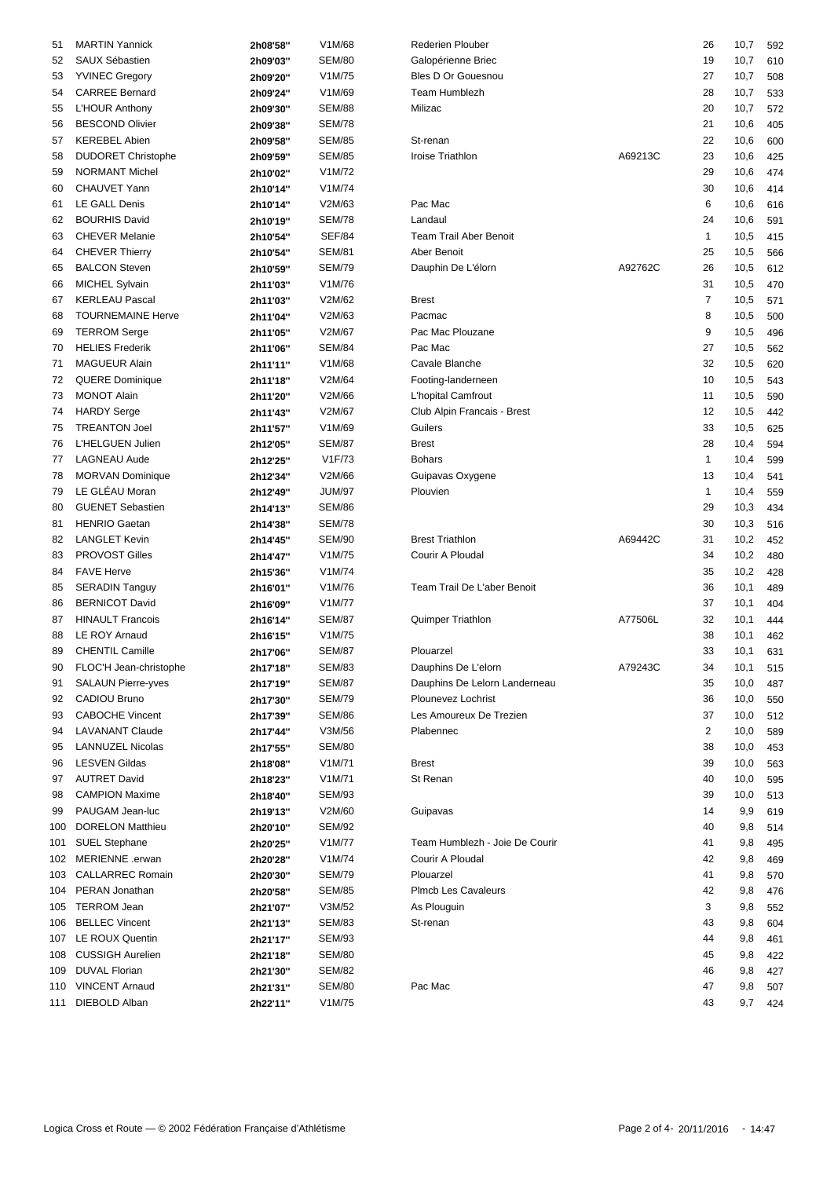| | | | | | | | | |
|---|---|---|---|---|---|---|---|---|
| 51 | MARTIN Yannick | 2h08'58'' | V1M/68 | Rederien Plouber | | 26 | 10,7 | 592 |
| 52 | SAUX Sébastien | 2h09'03'' | SEM/80 | Galopérienne Briec | | 19 | 10,7 | 610 |
| 53 | YVINEC Gregory | 2h09'20'' | V1M/75 | Bles D Or Gouesnou | | 27 | 10,7 | 508 |
| 54 | CARREE Bernard | 2h09'24'' | V1M/69 | Team Humblezh | | 28 | 10,7 | 533 |
| 55 | L'HOUR Anthony | 2h09'30'' | SEM/88 | Milizac | | 20 | 10,7 | 572 |
| 56 | BESCOND Olivier | 2h09'38'' | SEM/78 | | | 21 | 10,6 | 405 |
| 57 | KEREBEL Abien | 2h09'58'' | SEM/85 | St-renan | | 22 | 10,6 | 600 |
| 58 | DUDORET Christophe | 2h09'59'' | SEM/85 | Iroise Triathlon | A69213C | 23 | 10,6 | 425 |
| 59 | NORMANT Michel | 2h10'02'' | V1M/72 | | | 29 | 10,6 | 474 |
| 60 | CHAUVET Yann | 2h10'14'' | V1M/74 | | | 30 | 10,6 | 414 |
| 61 | LE GALL Denis | 2h10'14'' | V2M/63 | Pac Mac | | 6 | 10,6 | 616 |
| 62 | BOURHIS David | 2h10'19'' | SEM/78 | Landaul | | 24 | 10,6 | 591 |
| 63 | CHEVER Melanie | 2h10'54'' | SEF/84 | Team Trail Aber Benoit | | 1 | 10,5 | 415 |
| 64 | CHEVER Thierry | 2h10'54'' | SEM/81 | Aber Benoit | | 25 | 10,5 | 566 |
| 65 | BALCON Steven | 2h10'59'' | SEM/79 | Dauphin De L'élorn | A92762C | 26 | 10,5 | 612 |
| 66 | MICHEL Sylvain | 2h11'03'' | V1M/76 | | | 31 | 10,5 | 470 |
| 67 | KERLEAU Pascal | 2h11'03'' | V2M/62 | Brest | | 7 | 10,5 | 571 |
| 68 | TOURNEMAINE Herve | 2h11'04'' | V2M/63 | Pacmac | | 8 | 10,5 | 500 |
| 69 | TERROM Serge | 2h11'05'' | V2M/67 | Pac Mac Plouzane | | 9 | 10,5 | 496 |
| 70 | HELIES Frederik | 2h11'06'' | SEM/84 | Pac Mac | | 27 | 10,5 | 562 |
| 71 | MAGUEUR Alain | 2h11'11'' | V1M/68 | Cavale Blanche | | 32 | 10,5 | 620 |
| 72 | QUERE Dominique | 2h11'18'' | V2M/64 | Footing-landerneen | | 10 | 10,5 | 543 |
| 73 | MONOT Alain | 2h11'20'' | V2M/66 | L'hopital Camfrout | | 11 | 10,5 | 590 |
| 74 | HARDY Serge | 2h11'43'' | V2M/67 | Club Alpin Francais - Brest | | 12 | 10,5 | 442 |
| 75 | TREANTON Joel | 2h11'57'' | V1M/69 | Guilers | | 33 | 10,5 | 625 |
| 76 | L'HELGUEN Julien | 2h12'05'' | SEM/87 | Brest | | 28 | 10,4 | 594 |
| 77 | LAGNEAU Aude | 2h12'25'' | V1F/73 | Bohars | | 1 | 10,4 | 599 |
| 78 | MORVAN Dominique | 2h12'34'' | V2M/66 | Guipavas Oxygene | | 13 | 10,4 | 541 |
| 79 | LE GLÉAU Moran | 2h12'49'' | JUM/97 | Plouvien | | 1 | 10,4 | 559 |
| 80 | GUENET Sebastien | 2h14'13'' | SEM/86 | | | 29 | 10,3 | 434 |
| 81 | HENRIO Gaetan | 2h14'38'' | SEM/78 | | | 30 | 10,3 | 516 |
| 82 | LANGLET Kevin | 2h14'45'' | SEM/90 | Brest Triathlon | A69442C | 31 | 10,2 | 452 |
| 83 | PROVOST Gilles | 2h14'47'' | V1M/75 | Courir A Ploudal | | 34 | 10,2 | 480 |
| 84 | FAVE Herve | 2h15'36'' | V1M/74 | | | 35 | 10,2 | 428 |
| 85 | SERADIN Tanguy | 2h16'01'' | V1M/76 | Team Trail De L'aber Benoit | | 36 | 10,1 | 489 |
| 86 | BERNICOT David | 2h16'09'' | V1M/77 | | | 37 | 10,1 | 404 |
| 87 | HINAULT Francois | 2h16'14'' | SEM/87 | Quimper Triathlon | A77506L | 32 | 10,1 | 444 |
| 88 | LE ROY Arnaud | 2h16'15'' | V1M/75 | | | 38 | 10,1 | 462 |
| 89 | CHENTIL Camille | 2h17'06'' | SEM/87 | Plouarzel | | 33 | 10,1 | 631 |
| 90 | FLOC'H Jean-christophe | 2h17'18'' | SEM/83 | Dauphins De L'elorn | A79243C | 34 | 10,1 | 515 |
| 91 | SALAUN Pierre-yves | 2h17'19'' | SEM/87 | Dauphins De Lelorn Landerneau | | 35 | 10,0 | 487 |
| 92 | CADIOU Bruno | 2h17'30'' | SEM/79 | Plounevez Lochrist | | 36 | 10,0 | 550 |
| 93 | CABOCHE Vincent | 2h17'39'' | SEM/86 | Les Amoureux De Trezien | | 37 | 10,0 | 512 |
| 94 | LAVANANT Claude | 2h17'44'' | V3M/56 | Plabennec | | 2 | 10,0 | 589 |
| 95 | LANNUZEL Nicolas | 2h17'55'' | SEM/80 | | | 38 | 10,0 | 453 |
| 96 | LESVEN Gildas | 2h18'08'' | V1M/71 | Brest | | 39 | 10,0 | 563 |
| 97 | AUTRET David | 2h18'23'' | V1M/71 | St Renan | | 40 | 10,0 | 595 |
| 98 | CAMPION Maxime | 2h18'40'' | SEM/93 | | | 39 | 10,0 | 513 |
| 99 | PAUGAM Jean-luc | 2h19'13'' | V2M/60 | Guipavas | | 14 | 9,9 | 619 |
| 100 | DORELON Matthieu | 2h20'10'' | SEM/92 | | | 40 | 9,8 | 514 |
| 101 | SUEL Stephane | 2h20'25'' | V1M/77 | Team Humblezh - Joie De Courir | | 41 | 9,8 | 495 |
| 102 | MERIENNE .erwan | 2h20'28'' | V1M/74 | Courir A Ploudal | | 42 | 9,8 | 469 |
| 103 | CALLARREC Romain | 2h20'30'' | SEM/79 | Plouarzel | | 41 | 9,8 | 570 |
| 104 | PERAN Jonathan | 2h20'58'' | SEM/85 | Plmcb Les Cavaleurs | | 42 | 9,8 | 476 |
| 105 | TERROM Jean | 2h21'07'' | V3M/52 | As Plouguin | | 3 | 9,8 | 552 |
| 106 | BELLEC Vincent | 2h21'13'' | SEM/83 | St-renan | | 43 | 9,8 | 604 |
| 107 | LE ROUX Quentin | 2h21'17'' | SEM/93 | | | 44 | 9,8 | 461 |
| 108 | CUSSIGH Aurelien | 2h21'18'' | SEM/80 | | | 45 | 9,8 | 422 |
| 109 | DUVAL Florian | 2h21'30'' | SEM/82 | | | 46 | 9,8 | 427 |
| 110 | VINCENT Arnaud | 2h21'31'' | SEM/80 | Pac Mac | | 47 | 9,8 | 507 |
| 111 | DIEBOLD Alban | 2h22'11'' | V1M/75 | | | 43 | 9,7 | 424 |

Logica Cross et Route — © 2002 Fédération Française d'Athlétisme    20/11/2016 - 14:47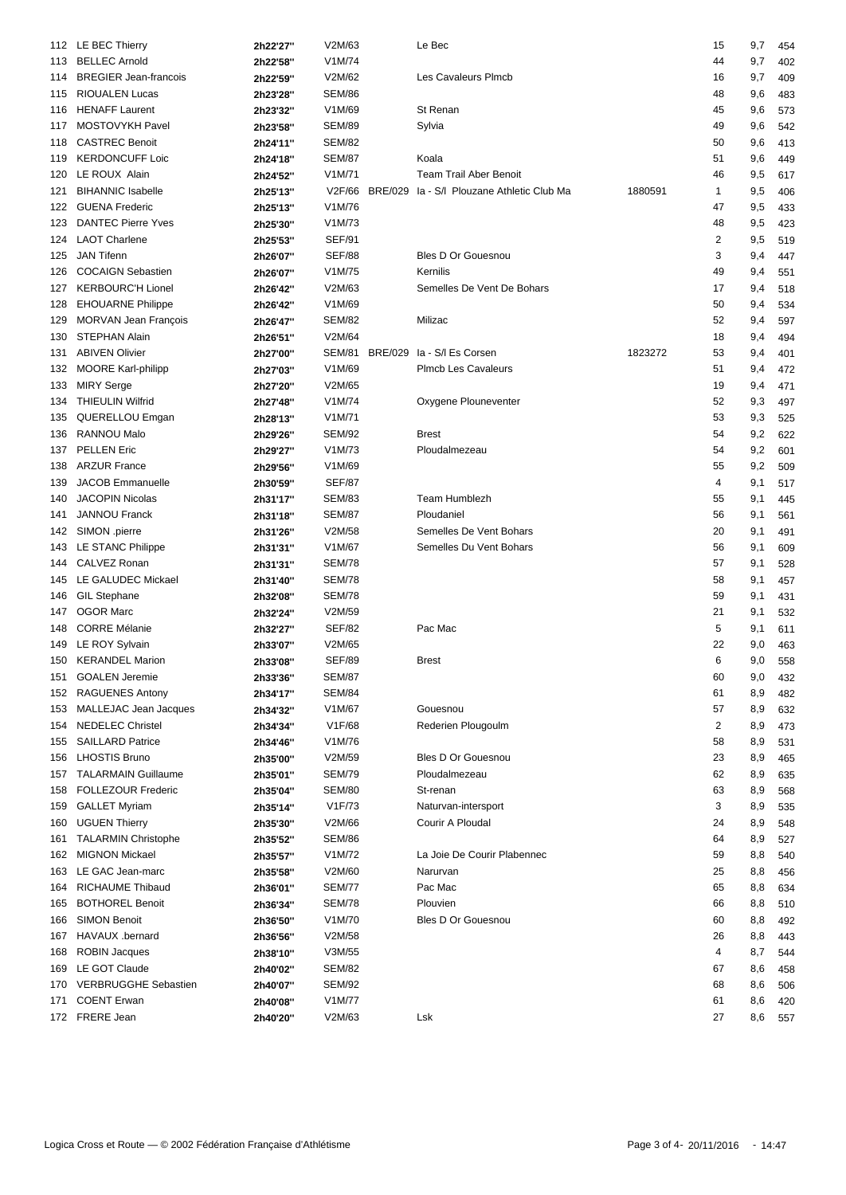| | | | | | | | | | |
|---|---|---|---|---|---|---|---|---|---|
| 112 | LE BEC Thierry | 2h22'27'' | V2M/63 | | Le Bec | | 15 | 9,7 | 454 |
| 113 | BELLEC Arnold | 2h22'58'' | V1M/74 | | | | 44 | 9,7 | 402 |
| 114 | BREGIER Jean-francois | 2h22'59'' | V2M/62 | | Les Cavaleurs Plmcb | | 16 | 9,7 | 409 |
| 115 | RIOUALEN Lucas | 2h23'28'' | SEM/86 | | | | 48 | 9,6 | 483 |
| 116 | HENAFF Laurent | 2h23'32'' | V1M/69 | | St Renan | | 45 | 9,6 | 573 |
| 117 | MOSTOVYKH Pavel | 2h23'58'' | SEM/89 | | Sylvia | | 49 | 9,6 | 542 |
| 118 | CASTREC Benoit | 2h24'11'' | SEM/82 | | | | 50 | 9,6 | 413 |
| 119 | KERDONCUFF Loic | 2h24'18'' | SEM/87 | | Koala | | 51 | 9,6 | 449 |
| 120 | LE ROUX Alain | 2h24'52'' | V1M/71 | | Team Trail Aber Benoit | | 46 | 9,5 | 617 |
| 121 | BIHANNIC Isabelle | 2h25'13'' | V2F/66 | BRE/029 | Ia - S/l Plouzane Athletic Club Ma | 1880591 | 1 | 9,5 | 406 |
| 122 | GUENA Frederic | 2h25'13'' | V1M/76 | | | | 47 | 9,5 | 433 |
| 123 | DANTEC Pierre Yves | 2h25'30'' | V1M/73 | | | | 48 | 9,5 | 423 |
| 124 | LAOT Charlene | 2h25'53'' | SEF/91 | | | | 2 | 9,5 | 519 |
| 125 | JAN Tifenn | 2h26'07'' | SEF/88 | | Bles D Or Gouesnou | | 3 | 9,4 | 447 |
| 126 | COCAIGN Sebastien | 2h26'07'' | V1M/75 | | Kernilis | | 49 | 9,4 | 551 |
| 127 | KERBOURC'H Lionel | 2h26'42'' | V2M/63 | | Semelles De Vent De Bohars | | 17 | 9,4 | 518 |
| 128 | EHOUARNE Philippe | 2h26'42'' | V1M/69 | | | | 50 | 9,4 | 534 |
| 129 | MORVAN Jean François | 2h26'47'' | SEM/82 | | Milizac | | 52 | 9,4 | 597 |
| 130 | STEPHAN Alain | 2h26'51'' | V2M/64 | | | | 18 | 9,4 | 494 |
| 131 | ABIVEN Olivier | 2h27'00'' | SEM/81 | BRE/029 | Ia - S/l Es Corsen | 1823272 | 53 | 9,4 | 401 |
| 132 | MOORE Karl-philipp | 2h27'03'' | V1M/69 | | Plmcb Les Cavaleurs | | 51 | 9,4 | 472 |
| 133 | MIRY Serge | 2h27'20'' | V2M/65 | | | | 19 | 9,4 | 471 |
| 134 | THIEULIN Wilfrid | 2h27'48'' | V1M/74 | | Oxygene Plouneventer | | 52 | 9,3 | 497 |
| 135 | QUERELLOU Emgan | 2h28'13'' | V1M/71 | | | | 53 | 9,3 | 525 |
| 136 | RANNOU Malo | 2h29'26'' | SEM/92 | | Brest | | 54 | 9,2 | 622 |
| 137 | PELLEN Eric | 2h29'27'' | V1M/73 | | Ploudalmezeau | | 54 | 9,2 | 601 |
| 138 | ARZUR France | 2h29'56'' | V1M/69 | | | | 55 | 9,2 | 509 |
| 139 | JACOB Emmanuelle | 2h30'59'' | SEF/87 | | | | 4 | 9,1 | 517 |
| 140 | JACOPIN Nicolas | 2h31'17'' | SEM/83 | | Team Humblezh | | 55 | 9,1 | 445 |
| 141 | JANNOU Franck | 2h31'18'' | SEM/87 | | Ploudaniel | | 56 | 9,1 | 561 |
| 142 | SIMON .pierre | 2h31'26'' | V2M/58 | | Semelles De Vent Bohars | | 20 | 9,1 | 491 |
| 143 | LE STANC Philippe | 2h31'31'' | V1M/67 | | Semelles Du Vent Bohars | | 56 | 9,1 | 609 |
| 144 | CALVEZ Ronan | 2h31'31'' | SEM/78 | | | | 57 | 9,1 | 528 |
| 145 | LE GALUDEC Mickael | 2h31'40'' | SEM/78 | | | | 58 | 9,1 | 457 |
| 146 | GIL Stephane | 2h32'08'' | SEM/78 | | | | 59 | 9,1 | 431 |
| 147 | OGOR Marc | 2h32'24'' | V2M/59 | | | | 21 | 9,1 | 532 |
| 148 | CORRE Mélanie | 2h32'27'' | SEF/82 | | Pac Mac | | 5 | 9,1 | 611 |
| 149 | LE ROY Sylvain | 2h33'07'' | V2M/65 | | | | 22 | 9,0 | 463 |
| 150 | KERANDEL Marion | 2h33'08'' | SEF/89 | | Brest | | 6 | 9,0 | 558 |
| 151 | GOALEN Jeremie | 2h33'36'' | SEM/87 | | | | 60 | 9,0 | 432 |
| 152 | RAGUENES Antony | 2h34'17'' | SEM/84 | | | | 61 | 8,9 | 482 |
| 153 | MALLEJAC Jean Jacques | 2h34'32'' | V1M/67 | | Gouesnou | | 57 | 8,9 | 632 |
| 154 | NEDELEC Christel | 2h34'34'' | V1F/68 | | Rederien Plougoulm | | 2 | 8,9 | 473 |
| 155 | SAILLARD Patrice | 2h34'46'' | V1M/76 | | | | 58 | 8,9 | 531 |
| 156 | LHOSTIS Bruno | 2h35'00'' | V2M/59 | | Bles D Or Gouesnou | | 23 | 8,9 | 465 |
| 157 | TALARMAIN Guillaume | 2h35'01'' | SEM/79 | | Ploudalmezeau | | 62 | 8,9 | 635 |
| 158 | FOLLEZOUR Frederic | 2h35'04'' | SEM/80 | | St-renan | | 63 | 8,9 | 568 |
| 159 | GALLET Myriam | 2h35'14'' | V1F/73 | | Naturvan-intersport | | 3 | 8,9 | 535 |
| 160 | UGUEN Thierry | 2h35'30'' | V2M/66 | | Courir A Ploudal | | 24 | 8,9 | 548 |
| 161 | TALARMIN Christophe | 2h35'52'' | SEM/86 | | | | 64 | 8,9 | 527 |
| 162 | MIGNON Mickael | 2h35'57'' | V1M/72 | | La Joie De Courir Plabennec | | 59 | 8,8 | 540 |
| 163 | LE GAC Jean-marc | 2h35'58'' | V2M/60 | | Narurvan | | 25 | 8,8 | 456 |
| 164 | RICHAUME Thibaud | 2h36'01'' | SEM/77 | | Pac Mac | | 65 | 8,8 | 634 |
| 165 | BOTHOREL Benoit | 2h36'34'' | SEM/78 | | Plouvien | | 66 | 8,8 | 510 |
| 166 | SIMON Benoit | 2h36'50'' | V1M/70 | | Bles D Or Gouesnou | | 60 | 8,8 | 492 |
| 167 | HAVAUX .bernard | 2h36'56'' | V2M/58 | | | | 26 | 8,8 | 443 |
| 168 | ROBIN Jacques | 2h38'10'' | V3M/55 | | | | 4 | 8,7 | 544 |
| 169 | LE GOT Claude | 2h40'02'' | SEM/82 | | | | 67 | 8,6 | 458 |
| 170 | VERBRUGGHE Sebastien | 2h40'07'' | SEM/92 | | | | 68 | 8,6 | 506 |
| 171 | COENT Erwan | 2h40'08'' | V1M/77 | | | | 61 | 8,6 | 420 |
| 172 | FRERE Jean | 2h40'20'' | V2M/63 | | Lsk | | 27 | 8,6 | 557 |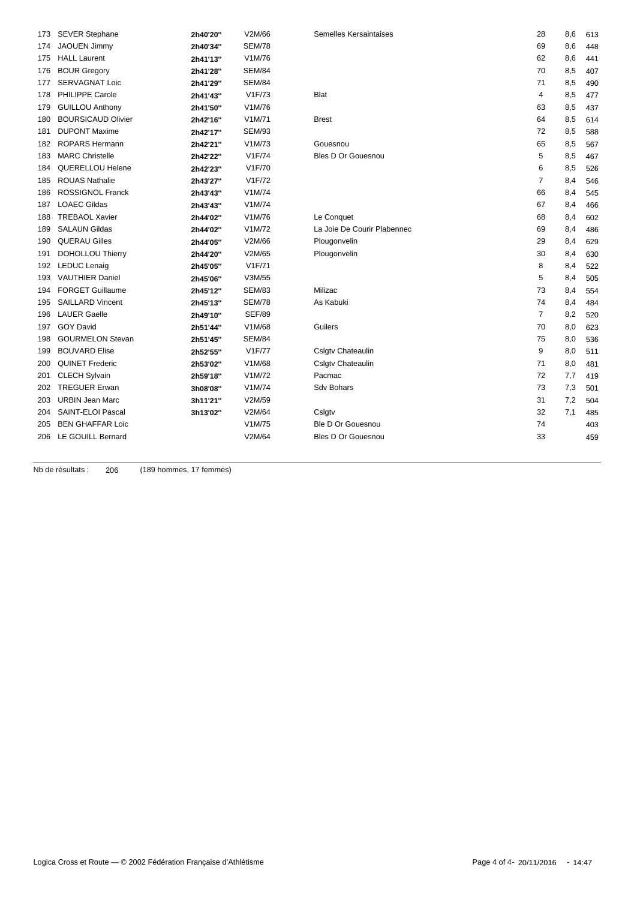| | | | | | | | |
|---|---|---|---|---|---|---|---|
| 173 | SEVER Stephane | 2h40'20'' | V2M/66 | Semelles Kersaintaises | 28 | 8,6 | 613 |
| 174 | JAOUEN Jimmy | 2h40'34'' | SEM/78 | | 69 | 8,6 | 448 |
| 175 | HALL Laurent | 2h41'13'' | V1M/76 | | 62 | 8,6 | 441 |
| 176 | BOUR Gregory | 2h41'28'' | SEM/84 | | 70 | 8,5 | 407 |
| 177 | SERVAGNAT Loic | 2h41'29'' | SEM/84 | | 71 | 8,5 | 490 |
| 178 | PHILIPPE Carole | 2h41'43'' | V1F/73 | Blat | 4 | 8,5 | 477 |
| 179 | GUILLOU Anthony | 2h41'50'' | V1M/76 | | 63 | 8,5 | 437 |
| 180 | BOURSICAUD Olivier | 2h42'16'' | V1M/71 | Brest | 64 | 8,5 | 614 |
| 181 | DUPONT Maxime | 2h42'17'' | SEM/93 | | 72 | 8,5 | 588 |
| 182 | ROPARS Hermann | 2h42'21'' | V1M/73 | Gouesnou | 65 | 8,5 | 567 |
| 183 | MARC Christelle | 2h42'22'' | V1F/74 | Bles D Or Gouesnou | 5 | 8,5 | 467 |
| 184 | QUERELLOU Helene | 2h42'23'' | V1F/70 | | 6 | 8,5 | 526 |
| 185 | ROUAS Nathalie | 2h43'27'' | V1F/72 | | 7 | 8,4 | 546 |
| 186 | ROSSIGNOL Franck | 2h43'43'' | V1M/74 | | 66 | 8,4 | 545 |
| 187 | LOAEC Gildas | 2h43'43'' | V1M/74 | | 67 | 8,4 | 466 |
| 188 | TREBAOL Xavier | 2h44'02'' | V1M/76 | Le Conquet | 68 | 8,4 | 602 |
| 189 | SALAUN Gildas | 2h44'02'' | V1M/72 | La Joie De Courir Plabennec | 69 | 8,4 | 486 |
| 190 | QUERAU Gilles | 2h44'05'' | V2M/66 | Plougonvelin | 29 | 8,4 | 629 |
| 191 | DOHOLLOU Thierry | 2h44'20'' | V2M/65 | Plougonvelin | 30 | 8,4 | 630 |
| 192 | LEDUC Lenaig | 2h45'05'' | V1F/71 | | 8 | 8,4 | 522 |
| 193 | VAUTHIER Daniel | 2h45'06'' | V3M/55 | | 5 | 8,4 | 505 |
| 194 | FORGET Guillaume | 2h45'12'' | SEM/83 | Milizac | 73 | 8,4 | 554 |
| 195 | SAILLARD Vincent | 2h45'13'' | SEM/78 | As Kabuki | 74 | 8,4 | 484 |
| 196 | LAUER Gaelle | 2h49'10'' | SEF/89 | | 7 | 8,2 | 520 |
| 197 | GOY David | 2h51'44'' | V1M/68 | Guilers | 70 | 8,0 | 623 |
| 198 | GOURMELON Stevan | 2h51'45'' | SEM/84 | | 75 | 8,0 | 536 |
| 199 | BOUVARD Elise | 2h52'55'' | V1F/77 | Cslgtv Chateaulin | 9 | 8,0 | 511 |
| 200 | QUINET Frederic | 2h53'02'' | V1M/68 | Cslgtv Chateaulin | 71 | 8,0 | 481 |
| 201 | CLECH Sylvain | 2h59'18'' | V1M/72 | Pacmac | 72 | 7,7 | 419 |
| 202 | TREGUER Erwan | 3h08'08'' | V1M/74 | Sdv Bohars | 73 | 7,3 | 501 |
| 203 | URBIN Jean Marc | 3h11'21'' | V2M/59 | | 31 | 7,2 | 504 |
| 204 | SAINT-ELOI Pascal | 3h13'02'' | V2M/64 | Cslgtv | 32 | 7,1 | 485 |
| 205 | BEN GHAFFAR Loic | | V1M/75 | Ble D Or Gouesnou | 74 | | 403 |
| 206 | LE GOUILL Bernard | | V2M/64 | Bles D Or Gouesnou | 33 | | 459 |

Nb de résultats : 206 (189 hommes, 17 femmes)